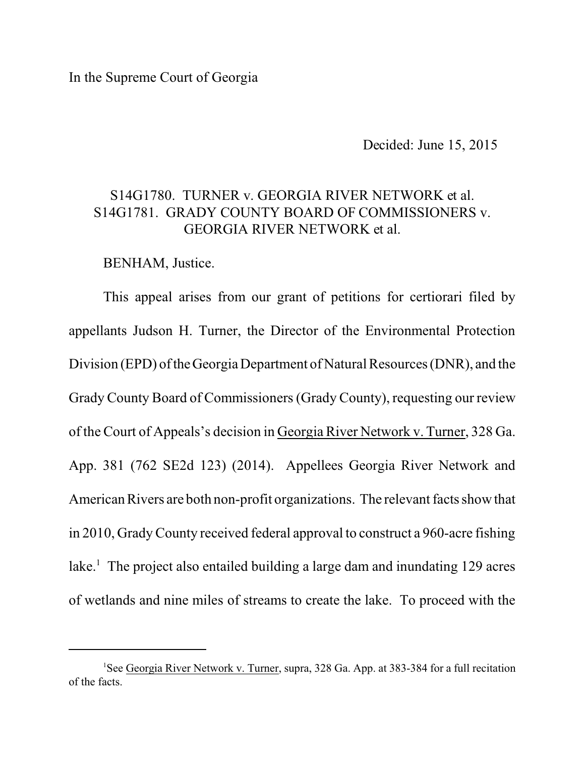In the Supreme Court of Georgia

Decided: June 15, 2015

S14G1780. TURNER v. GEORGIA RIVER NETWORK et al.
S14G1781. GRADY COUNTY BOARD OF COMMISSIONERS v. GEORGIA RIVER NETWORK et al.

BENHAM, Justice.

This appeal arises from our grant of petitions for certiorari filed by appellants Judson H. Turner, the Director of the Environmental Protection Division (EPD) of the Georgia Department of Natural Resources (DNR), and the Grady County Board of Commissioners (Grady County), requesting our review of the Court of Appeals's decision in Georgia River Network v. Turner, 328 Ga. App. 381 (762 SE2d 123) (2014). Appellees Georgia River Network and American Rivers are both non-profit organizations. The relevant facts show that in 2010, Grady County received federal approval to construct a 960-acre fishing lake.[1] The project also entailed building a large dam and inundating 129 acres of wetlands and nine miles of streams to create the lake. To proceed with the

[1] See Georgia River Network v. Turner, supra, 328 Ga. App. at 383-384 for a full recitation of the facts.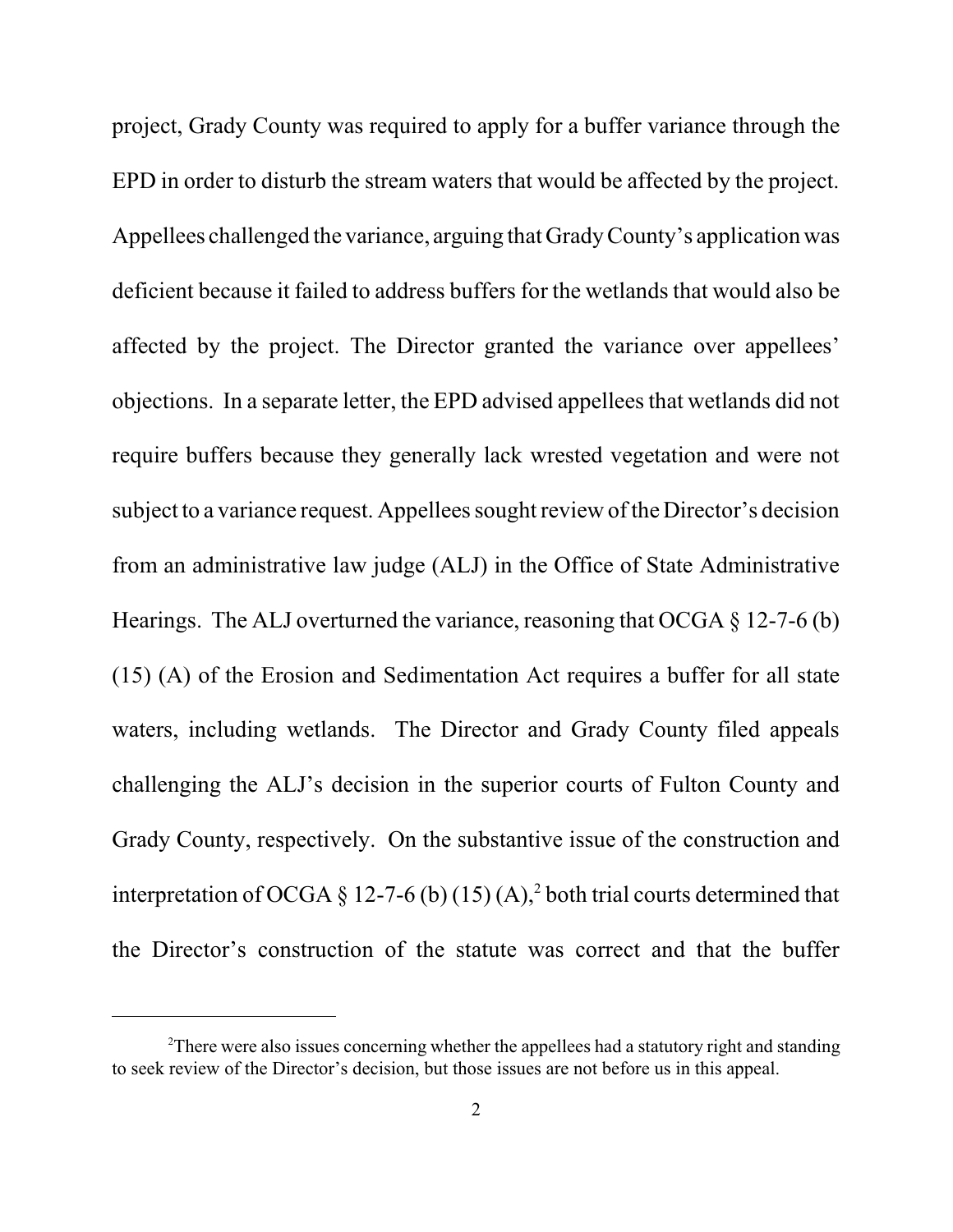project, Grady County was required to apply for a buffer variance through the EPD in order to disturb the stream waters that would be affected by the project. Appellees challenged the variance, arguing that Grady County's application was deficient because it failed to address buffers for the wetlands that would also be affected by the project. The Director granted the variance over appellees' objections. In a separate letter, the EPD advised appellees that wetlands did not require buffers because they generally lack wrested vegetation and were not subject to a variance request. Appellees sought review of the Director's decision from an administrative law judge (ALJ) in the Office of State Administrative Hearings. The ALJ overturned the variance, reasoning that OCGA § 12-7-6 (b) (15) (A) of the Erosion and Sedimentation Act requires a buffer for all state waters, including wetlands. The Director and Grady County filed appeals challenging the ALJ's decision in the superior courts of Fulton County and Grady County, respectively. On the substantive issue of the construction and interpretation of OCGA § 12-7-6 (b) (15) (A),[2] both trial courts determined that the Director's construction of the statute was correct and that the buffer

[2] There were also issues concerning whether the appellees had a statutory right and standing to seek review of the Director's decision, but those issues are not before us in this appeal.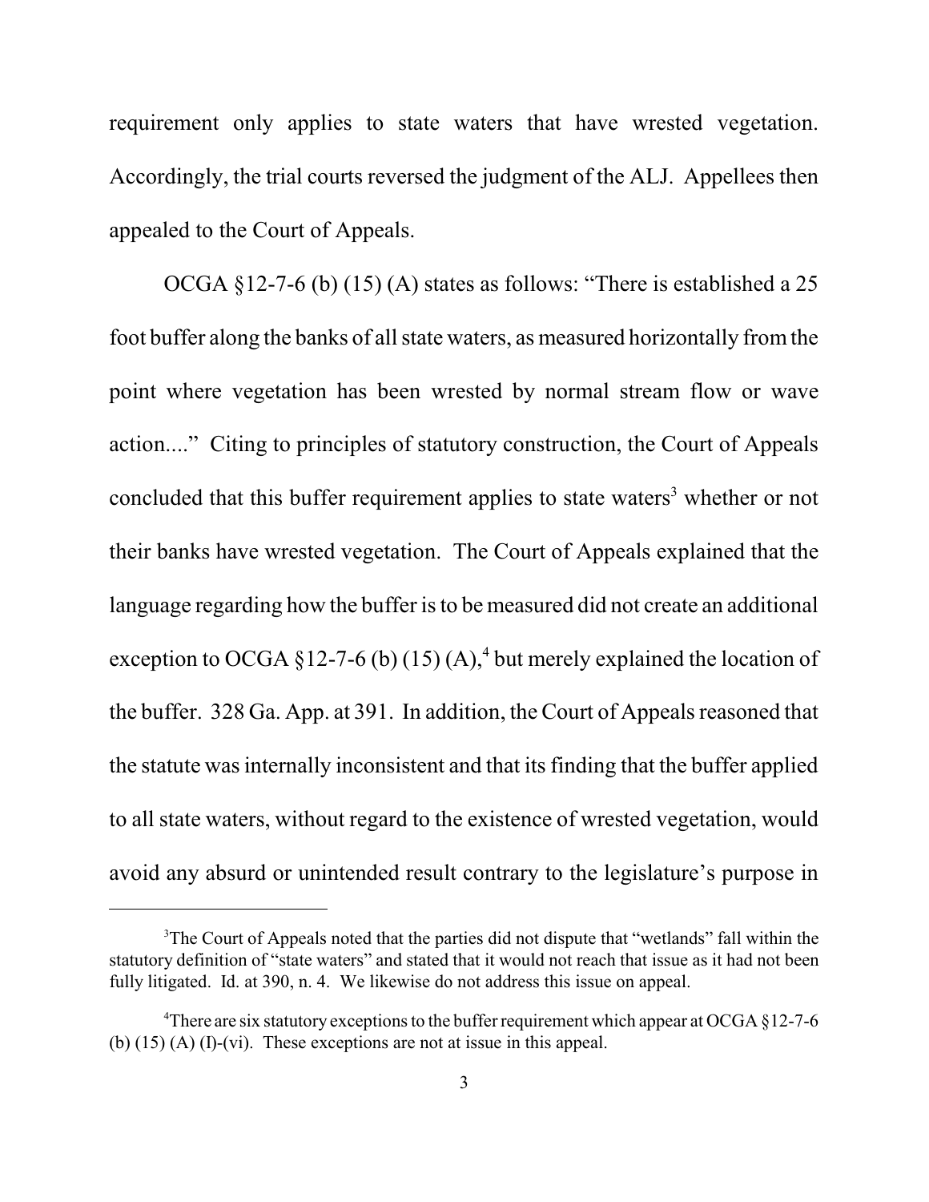requirement only applies to state waters that have wrested vegetation. Accordingly, the trial courts reversed the judgment of the ALJ. Appellees then appealed to the Court of Appeals.

OCGA §12-7-6 (b) (15) (A) states as follows: "There is established a 25 foot buffer along the banks of all state waters, as measured horizontally from the point where vegetation has been wrested by normal stream flow or wave action...." Citing to principles of statutory construction, the Court of Appeals concluded that this buffer requirement applies to state waters[3] whether or not their banks have wrested vegetation. The Court of Appeals explained that the language regarding how the buffer is to be measured did not create an additional exception to OCGA §12-7-6 (b) (15) (A),[4] but merely explained the location of the buffer. 328 Ga. App. at 391. In addition, the Court of Appeals reasoned that the statute was internally inconsistent and that its finding that the buffer applied to all state waters, without regard to the existence of wrested vegetation, would avoid any absurd or unintended result contrary to the legislature's purpose in

---

[3]The Court of Appeals noted that the parties did not dispute that "wetlands" fall within the statutory definition of "state waters" and stated that it would not reach that issue as it had not been fully litigated. Id. at 390, n. 4. We likewise do not address this issue on appeal.

[4]There are six statutory exceptions to the buffer requirement which appear at OCGA §12-7-6 (b) (15) (A) (I)-(vi). These exceptions are not at issue in this appeal.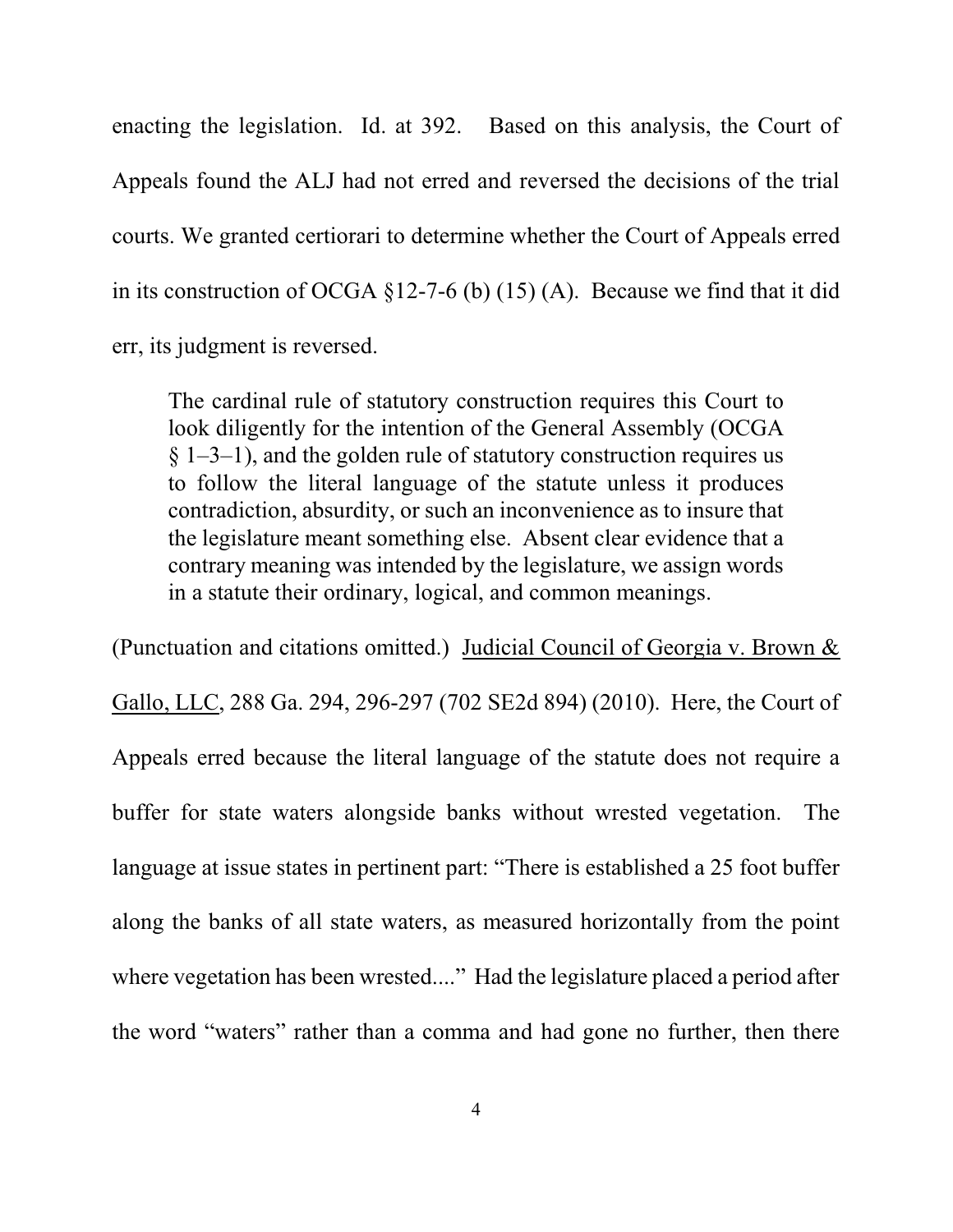enacting the legislation. Id. at 392. Based on this analysis, the Court of Appeals found the ALJ had not erred and reversed the decisions of the trial courts. We granted certiorari to determine whether the Court of Appeals erred in its construction of OCGA §12-7-6 (b) (15) (A). Because we find that it did err, its judgment is reversed.

> The cardinal rule of statutory construction requires this Court to look diligently for the intention of the General Assembly (OCGA § 1–3–1), and the golden rule of statutory construction requires us to follow the literal language of the statute unless it produces contradiction, absurdity, or such an inconvenience as to insure that the legislature meant something else. Absent clear evidence that a contrary meaning was intended by the legislature, we assign words in a statute their ordinary, logical, and common meanings.

(Punctuation and citations omitted.) Judicial Council of Georgia v. Brown & Gallo, LLC, 288 Ga. 294, 296-297 (702 SE2d 894) (2010). Here, the Court of Appeals erred because the literal language of the statute does not require a buffer for state waters alongside banks without wrested vegetation. The language at issue states in pertinent part: "There is established a 25 foot buffer along the banks of all state waters, as measured horizontally from the point where vegetation has been wrested...." Had the legislature placed a period after the word "waters" rather than a comma and had gone no further, then there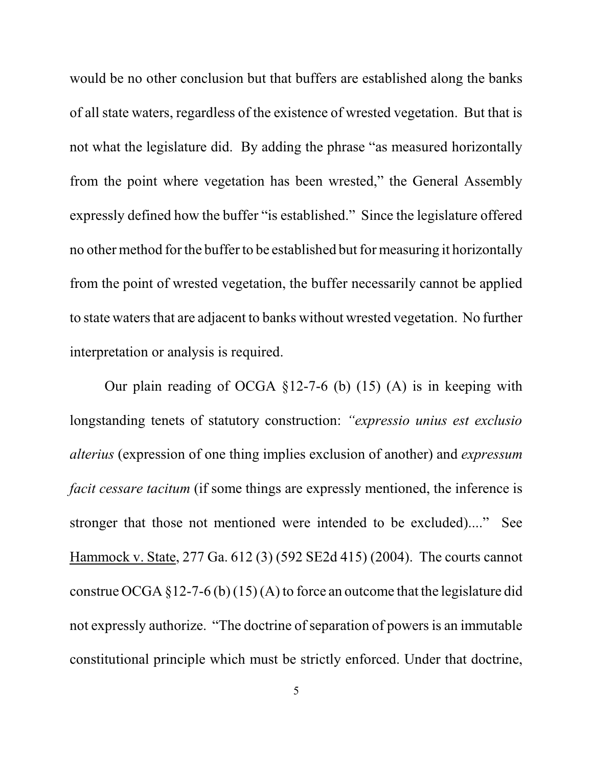would be no other conclusion but that buffers are established along the banks of all state waters, regardless of the existence of wrested vegetation. But that is not what the legislature did. By adding the phrase "as measured horizontally from the point where vegetation has been wrested," the General Assembly expressly defined how the buffer "is established." Since the legislature offered no other method for the buffer to be established but for measuring it horizontally from the point of wrested vegetation, the buffer necessarily cannot be applied to state waters that are adjacent to banks without wrested vegetation. No further interpretation or analysis is required.

Our plain reading of OCGA §12-7-6 (b) (15) (A) is in keeping with longstanding tenets of statutory construction: *"expressio unius est exclusio alterius* (expression of one thing implies exclusion of another) and *expressum facit cessare tacitum* (if some things are expressly mentioned, the inference is stronger that those not mentioned were intended to be excluded)...." See Hammock v. State, 277 Ga. 612 (3) (592 SE2d 415) (2004). The courts cannot construe OCGA §12-7-6 (b) (15) (A) to force an outcome that the legislature did not expressly authorize. "The doctrine of separation of powers is an immutable constitutional principle which must be strictly enforced. Under that doctrine,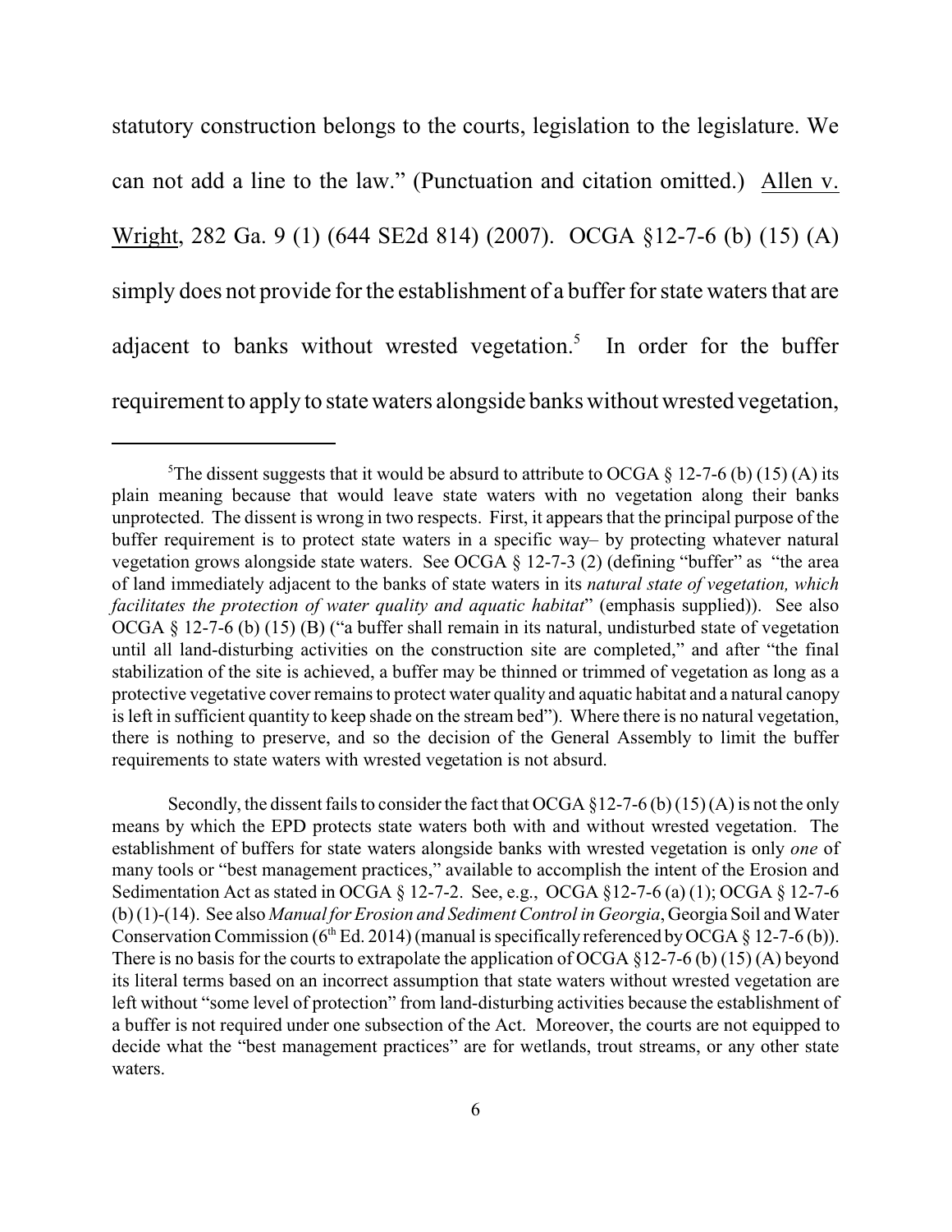statutory construction belongs to the courts, legislation to the legislature. We can not add a line to the law." (Punctuation and citation omitted.) Allen v. Wright, 282 Ga. 9 (1) (644 SE2d 814) (2007). OCGA §12-7-6 (b) (15) (A) simply does not provide for the establishment of a buffer for state waters that are adjacent to banks without wrested vegetation.[5] In order for the buffer requirement to apply to state waters alongside banks without wrested vegetation,

---

[5]The dissent suggests that it would be absurd to attribute to OCGA § 12-7-6 (b) (15) (A) its plain meaning because that would leave state waters with no vegetation along their banks unprotected. The dissent is wrong in two respects. First, it appears that the principal purpose of the buffer requirement is to protect state waters in a specific way– by protecting whatever natural vegetation grows alongside state waters. See OCGA § 12-7-3 (2) (defining "buffer" as "the area of land immediately adjacent to the banks of state waters in its *natural state of vegetation, which facilitates the protection of water quality and aquatic habitat*" (emphasis supplied)). See also OCGA § 12-7-6 (b) (15) (B) ("a buffer shall remain in its natural, undisturbed state of vegetation until all land-disturbing activities on the construction site are completed," and after "the final stabilization of the site is achieved, a buffer may be thinned or trimmed of vegetation as long as a protective vegetative cover remains to protect water quality and aquatic habitat and a natural canopy is left in sufficient quantity to keep shade on the stream bed"). Where there is no natural vegetation, there is nothing to preserve, and so the decision of the General Assembly to limit the buffer requirements to state waters with wrested vegetation is not absurd.

Secondly, the dissent fails to consider the fact that OCGA §12-7-6 (b) (15) (A) is not the only means by which the EPD protects state waters both with and without wrested vegetation. The establishment of buffers for state waters alongside banks with wrested vegetation is only *one* of many tools or "best management practices," available to accomplish the intent of the Erosion and Sedimentation Act as stated in OCGA § 12-7-2. See, e.g., OCGA §12-7-6 (a) (1); OCGA § 12-7-6 (b) (1)-(14). See also *Manual for Erosion and Sediment Control in Georgia*, Georgia Soil and Water Conservation Commission (6th Ed. 2014) (manual is specifically referenced by OCGA § 12-7-6 (b)). There is no basis for the courts to extrapolate the application of OCGA §12-7-6 (b) (15) (A) beyond its literal terms based on an incorrect assumption that state waters without wrested vegetation are left without "some level of protection" from land-disturbing activities because the establishment of a buffer is not required under one subsection of the Act. Moreover, the courts are not equipped to decide what the "best management practices" are for wetlands, trout streams, or any other state waters.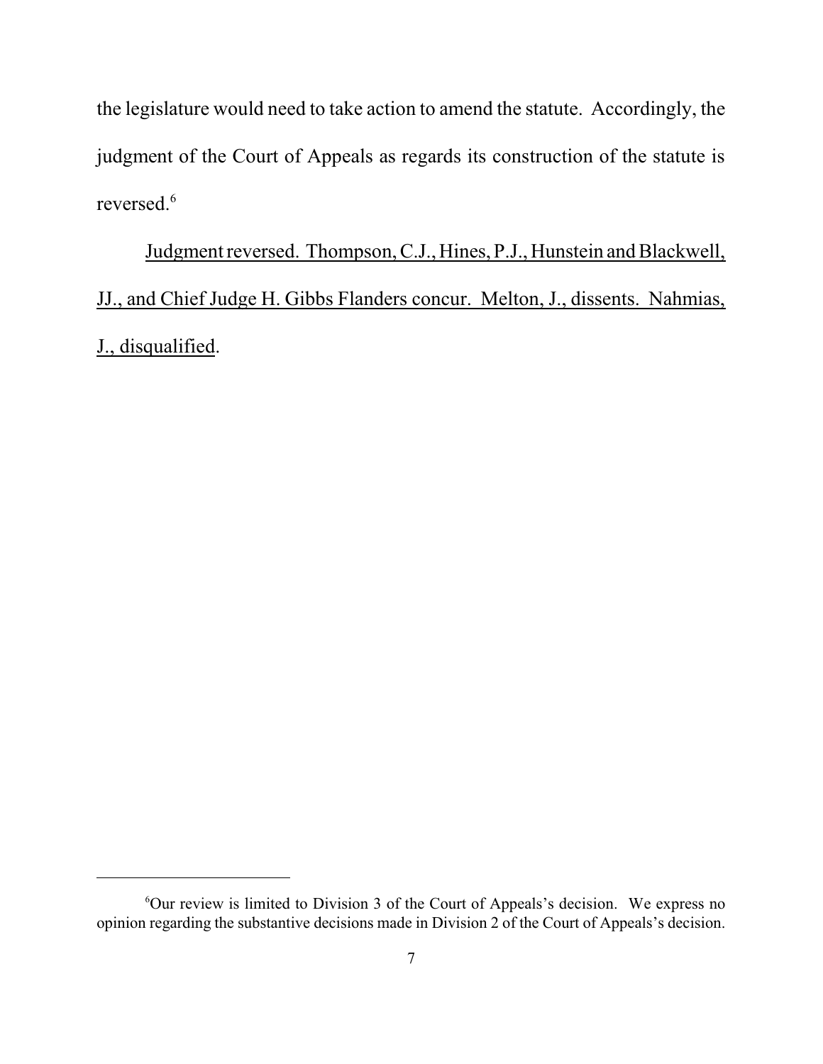the legislature would need to take action to amend the statute. Accordingly, the judgment of the Court of Appeals as regards its construction of the statute is reversed.[6]

Judgment reversed. Thompson, C.J., Hines, P.J., Hunstein and Blackwell, JJ., and Chief Judge H. Gibbs Flanders concur. Melton, J., dissents. Nahmias, J., disqualified.

---

[6]Our review is limited to Division 3 of the Court of Appeals's decision. We express no opinion regarding the substantive decisions made in Division 2 of the Court of Appeals's decision.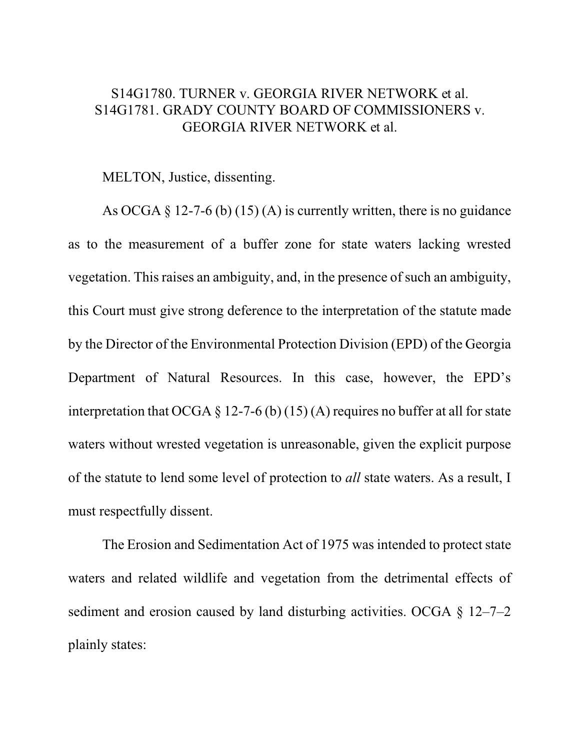S14G1780. TURNER v. GEORGIA RIVER NETWORK et al.
S14G1781. GRADY COUNTY BOARD OF COMMISSIONERS v. GEORGIA RIVER NETWORK et al.

MELTON, Justice, dissenting.

As OCGA § 12-7-6 (b) (15) (A) is currently written, there is no guidance as to the measurement of a buffer zone for state waters lacking wrested vegetation. This raises an ambiguity, and, in the presence of such an ambiguity, this Court must give strong deference to the interpretation of the statute made by the Director of the Environmental Protection Division (EPD) of the Georgia Department of Natural Resources. In this case, however, the EPD's interpretation that OCGA § 12-7-6 (b) (15) (A) requires no buffer at all for state waters without wrested vegetation is unreasonable, given the explicit purpose of the statute to lend some level of protection to *all* state waters. As a result, I must respectfully dissent.

The Erosion and Sedimentation Act of 1975 was intended to protect state waters and related wildlife and vegetation from the detrimental effects of sediment and erosion caused by land disturbing activities. OCGA § 12–7–2 plainly states: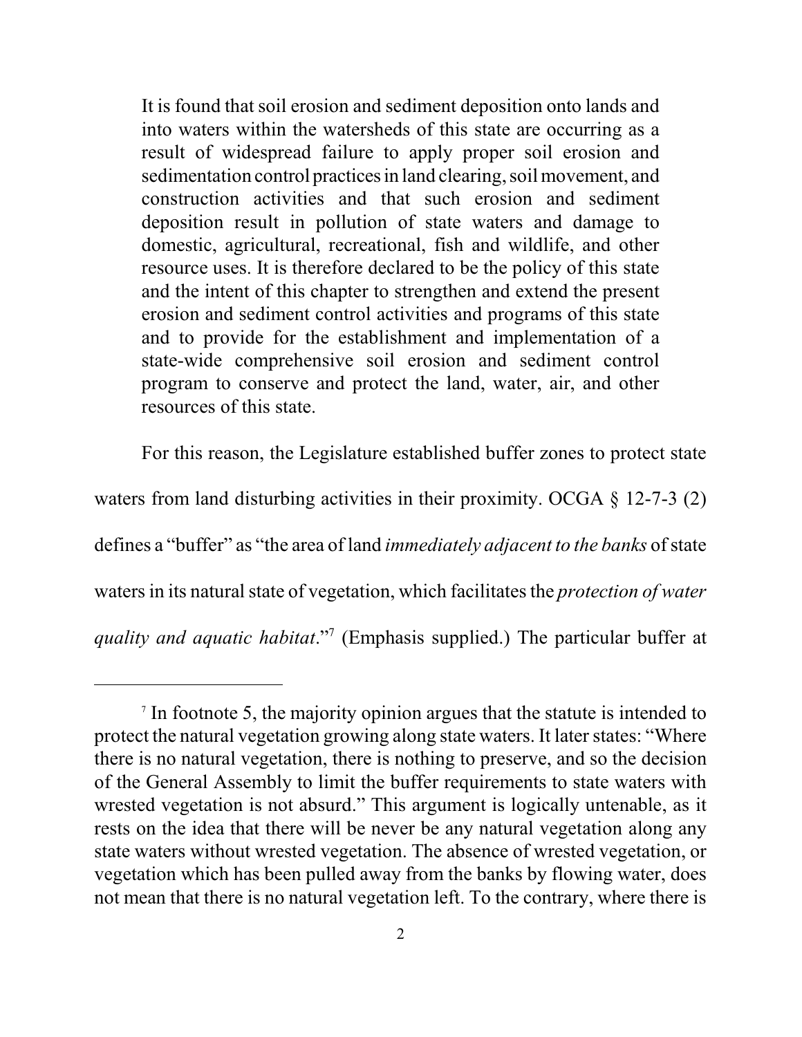> It is found that soil erosion and sediment deposition onto lands and into waters within the watersheds of this state are occurring as a result of widespread failure to apply proper soil erosion and sedimentation control practices in land clearing, soil movement, and construction activities and that such erosion and sediment deposition result in pollution of state waters and damage to domestic, agricultural, recreational, fish and wildlife, and other resource uses. It is therefore declared to be the policy of this state and the intent of this chapter to strengthen and extend the present erosion and sediment control activities and programs of this state and to provide for the establishment and implementation of a state-wide comprehensive soil erosion and sediment control program to conserve and protect the land, water, air, and other resources of this state.

For this reason, the Legislature established buffer zones to protect state waters from land disturbing activities in their proximity. OCGA § 12-7-3 (2) defines a "buffer" as "the area of land *immediately adjacent to the banks* of state waters in its natural state of vegetation, which facilitates the *protection of water quality and aquatic habitat*."[7] (Emphasis supplied.) The particular buffer at

[7] In footnote 5, the majority opinion argues that the statute is intended to protect the natural vegetation growing along state waters. It later states: "Where there is no natural vegetation, there is nothing to preserve, and so the decision of the General Assembly to limit the buffer requirements to state waters with wrested vegetation is not absurd." This argument is logically untenable, as it rests on the idea that there will be never be any natural vegetation along any state waters without wrested vegetation. The absence of wrested vegetation, or vegetation which has been pulled away from the banks by flowing water, does not mean that there is no natural vegetation left. To the contrary, where there is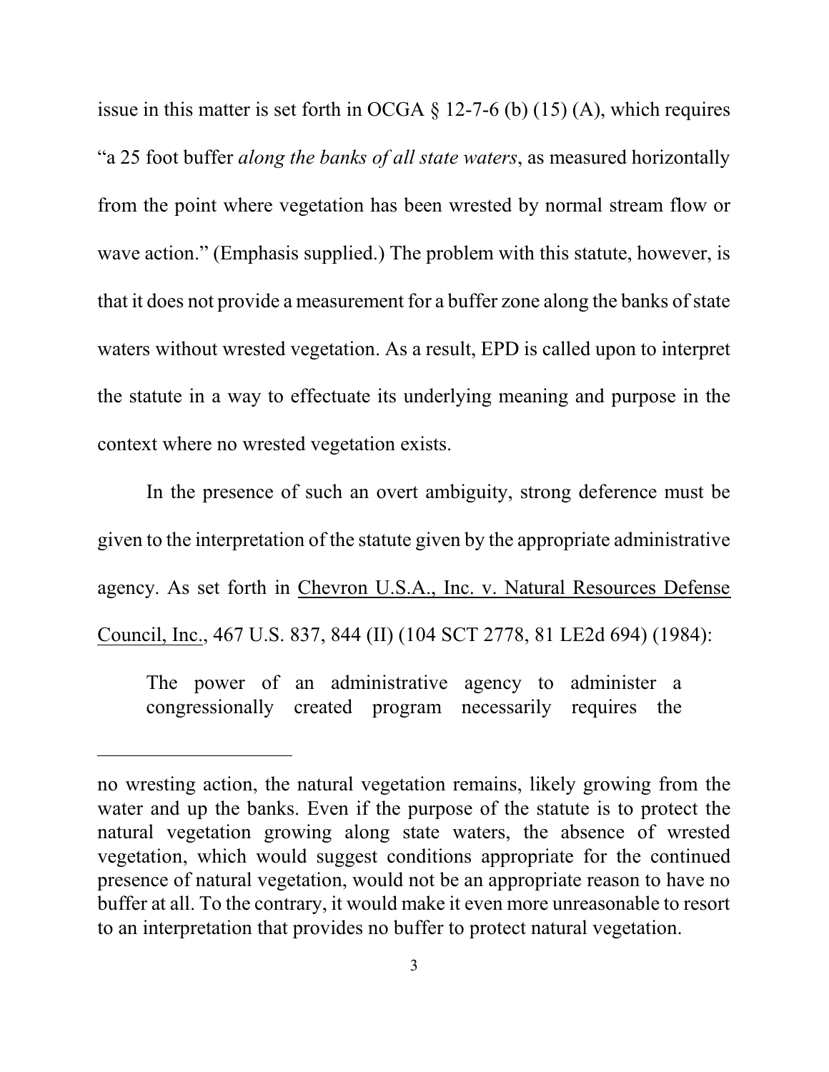issue in this matter is set forth in OCGA § 12-7-6 (b) (15) (A), which requires "a 25 foot buffer *along the banks of all state waters*, as measured horizontally from the point where vegetation has been wrested by normal stream flow or wave action." (Emphasis supplied.) The problem with this statute, however, is that it does not provide a measurement for a buffer zone along the banks of state waters without wrested vegetation. As a result, EPD is called upon to interpret the statute in a way to effectuate its underlying meaning and purpose in the context where no wrested vegetation exists.

In the presence of such an overt ambiguity, strong deference must be given to the interpretation of the statute given by the appropriate administrative agency. As set forth in Chevron U.S.A., Inc. v. Natural Resources Defense Council, Inc., 467 U.S. 837, 844 (II) (104 SCT 2778, 81 LE2d 694) (1984):

> The power of an administrative agency to administer a congressionally created program necessarily requires the

---

no wresting action, the natural vegetation remains, likely growing from the water and up the banks. Even if the purpose of the statute is to protect the natural vegetation growing along state waters, the absence of wrested vegetation, which would suggest conditions appropriate for the continued presence of natural vegetation, would not be an appropriate reason to have no buffer at all. To the contrary, it would make it even more unreasonable to resort to an interpretation that provides no buffer to protect natural vegetation.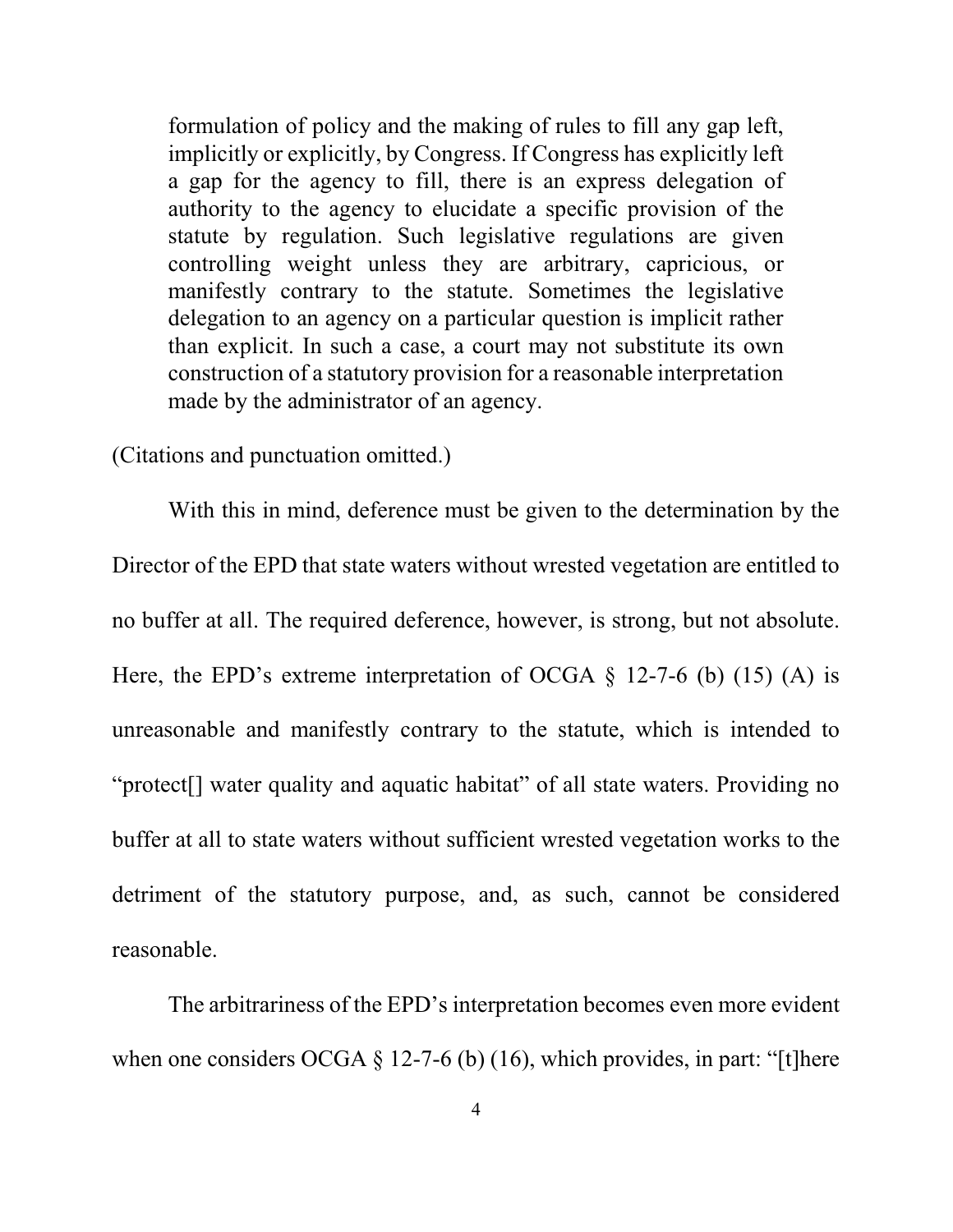> formulation of policy and the making of rules to fill any gap left, implicitly or explicitly, by Congress. If Congress has explicitly left a gap for the agency to fill, there is an express delegation of authority to the agency to elucidate a specific provision of the statute by regulation. Such legislative regulations are given controlling weight unless they are arbitrary, capricious, or manifestly contrary to the statute. Sometimes the legislative delegation to an agency on a particular question is implicit rather than explicit. In such a case, a court may not substitute its own construction of a statutory provision for a reasonable interpretation made by the administrator of an agency.

(Citations and punctuation omitted.)

With this in mind, deference must be given to the determination by the Director of the EPD that state waters without wrested vegetation are entitled to no buffer at all. The required deference, however, is strong, but not absolute. Here, the EPD's extreme interpretation of OCGA § 12-7-6 (b) (15) (A) is unreasonable and manifestly contrary to the statute, which is intended to "protect[] water quality and aquatic habitat" of all state waters. Providing no buffer at all to state waters without sufficient wrested vegetation works to the detriment of the statutory purpose, and, as such, cannot be considered reasonable.

The arbitrariness of the EPD's interpretation becomes even more evident when one considers OCGA § 12-7-6 (b) (16), which provides, in part: "[t]here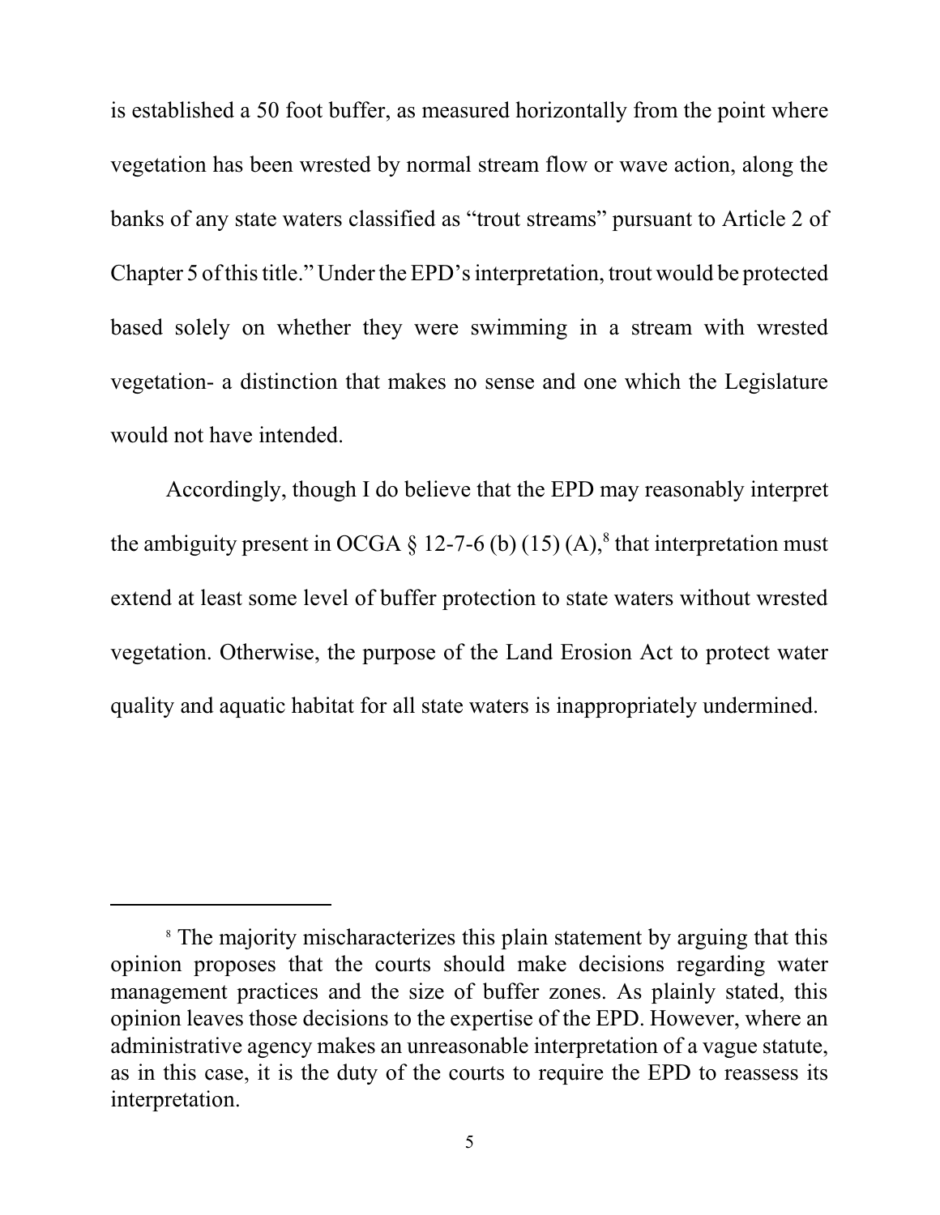is established a 50 foot buffer, as measured horizontally from the point where vegetation has been wrested by normal stream flow or wave action, along the banks of any state waters classified as "trout streams" pursuant to Article 2 of Chapter 5 of this title." Under the EPD's interpretation, trout would be protected based solely on whether they were swimming in a stream with wrested vegetation- a distinction that makes no sense and one which the Legislature would not have intended.

Accordingly, though I do believe that the EPD may reasonably interpret the ambiguity present in OCGA § 12-7-6 (b) (15) (A),[8] that interpretation must extend at least some level of buffer protection to state waters without wrested vegetation. Otherwise, the purpose of the Land Erosion Act to protect water quality and aquatic habitat for all state waters is inappropriately undermined.

---

[8] The majority mischaracterizes this plain statement by arguing that this opinion proposes that the courts should make decisions regarding water management practices and the size of buffer zones. As plainly stated, this opinion leaves those decisions to the expertise of the EPD. However, where an administrative agency makes an unreasonable interpretation of a vague statute, as in this case, it is the duty of the courts to require the EPD to reassess its interpretation.